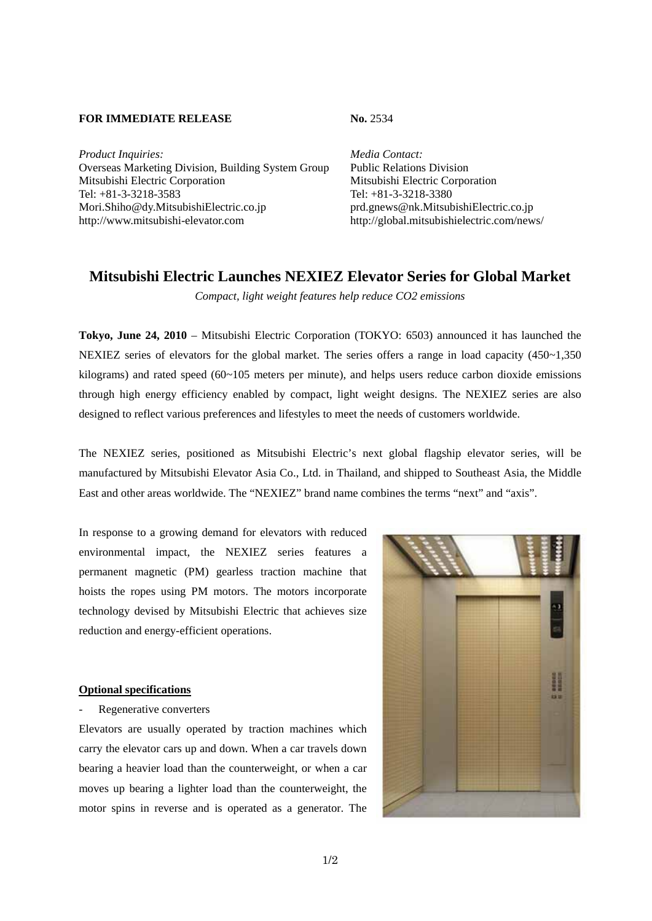**FOR IMMEDIATE RELEASE**

**No.** 2534

*Product Inquiries:*
Overseas Marketing Division, Building System Group
Mitsubishi Electric Corporation
Tel: +81-3-3218-3583
Mori.Shiho@dy.MitsubishiElectric.co.jp
http://www.mitsubishi-elevator.com

*Media Contact:*
Public Relations Division
Mitsubishi Electric Corporation
Tel: +81-3-3218-3380
prd.gnews@nk.MitsubishiElectric.co.jp
http://global.mitsubishielectric.com/news/

# Mitsubishi Electric Launches NEXIEZ Elevator Series for Global Market

*Compact, light weight features help reduce CO2 emissions*

**Tokyo, June 24, 2010** – Mitsubishi Electric Corporation (TOKYO: 6503) announced it has launched the NEXIEZ series of elevators for the global market. The series offers a range in load capacity (450~1,350 kilograms) and rated speed (60~105 meters per minute), and helps users reduce carbon dioxide emissions through high energy efficiency enabled by compact, light weight designs. The NEXIEZ series are also designed to reflect various preferences and lifestyles to meet the needs of customers worldwide.

The NEXIEZ series, positioned as Mitsubishi Electric's next global flagship elevator series, will be manufactured by Mitsubishi Elevator Asia Co., Ltd. in Thailand, and shipped to Southeast Asia, the Middle East and other areas worldwide. The "NEXIEZ" brand name combines the terms "next" and "axis".

In response to a growing demand for elevators with reduced environmental impact, the NEXIEZ series features a permanent magnetic (PM) gearless traction machine that hoists the ropes using PM motors. The motors incorporate technology devised by Mitsubishi Electric that achieves size reduction and energy-efficient operations.

**Optional specifications**

- Regenerative converters

Elevators are usually operated by traction machines which carry the elevator cars up and down. When a car travels down bearing a heavier load than the counterweight, or when a car moves up bearing a lighter load than the counterweight, the motor spins in reverse and is operated as a generator. The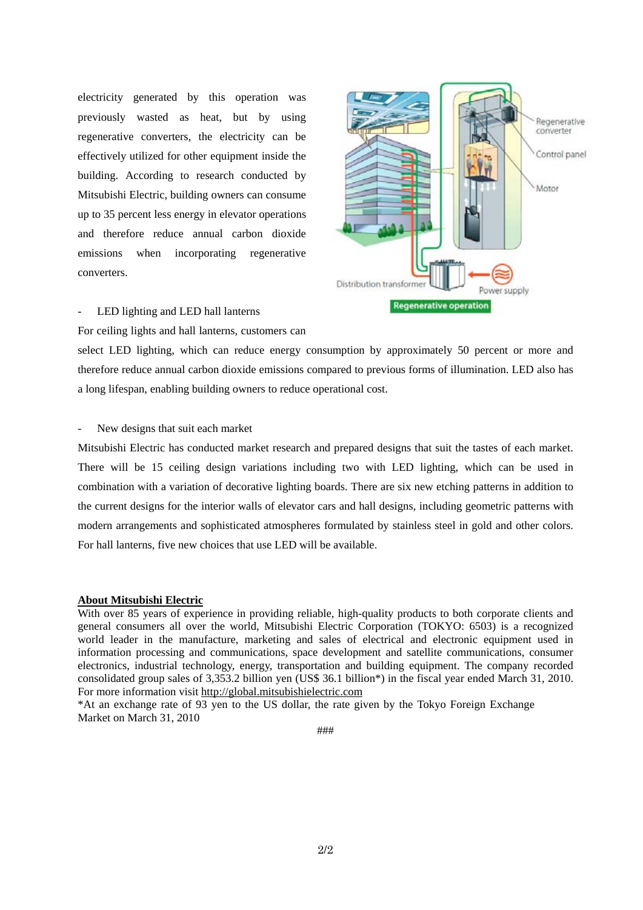electricity generated by this operation was previously wasted as heat, but by using regenerative converters, the electricity can be effectively utilized for other equipment inside the building. According to research conducted by Mitsubishi Electric, building owners can consume up to 35 percent less energy in elevator operations and therefore reduce annual carbon dioxide emissions when incorporating regenerative converters.

Regenerative converter

Control panel

Motor

Distribution transformer

Power supply

Regenerative operation

- LED lighting and LED hall lanterns

For ceiling lights and hall lanterns, customers can select LED lighting, which can reduce energy consumption by approximately 50 percent or more and therefore reduce annual carbon dioxide emissions compared to previous forms of illumination. LED also has a long lifespan, enabling building owners to reduce operational cost.

- New designs that suit each market

Mitsubishi Electric has conducted market research and prepared designs that suit the tastes of each market. There will be 15 ceiling design variations including two with LED lighting, which can be used in combination with a variation of decorative lighting boards. There are six new etching patterns in addition to the current designs for the interior walls of elevator cars and hall designs, including geometric patterns with modern arrangements and sophisticated atmospheres formulated by stainless steel in gold and other colors. For hall lanterns, five new choices that use LED will be available.

**About Mitsubishi Electric**

With over 85 years of experience in providing reliable, high-quality products to both corporate clients and general consumers all over the world, Mitsubishi Electric Corporation (TOKYO: 6503) is a recognized world leader in the manufacture, marketing and sales of electrical and electronic equipment used in information processing and communications, space development and satellite communications, consumer electronics, industrial technology, energy, transportation and building equipment. The company recorded consolidated group sales of 3,353.2 billion yen (US$ 36.1 billion*) in the fiscal year ended March 31, 2010. For more information visit http://global.mitsubishielectric.com

*At an exchange rate of 93 yen to the US dollar, the rate given by the Tokyo Foreign Exchange Market on March 31, 2010

###